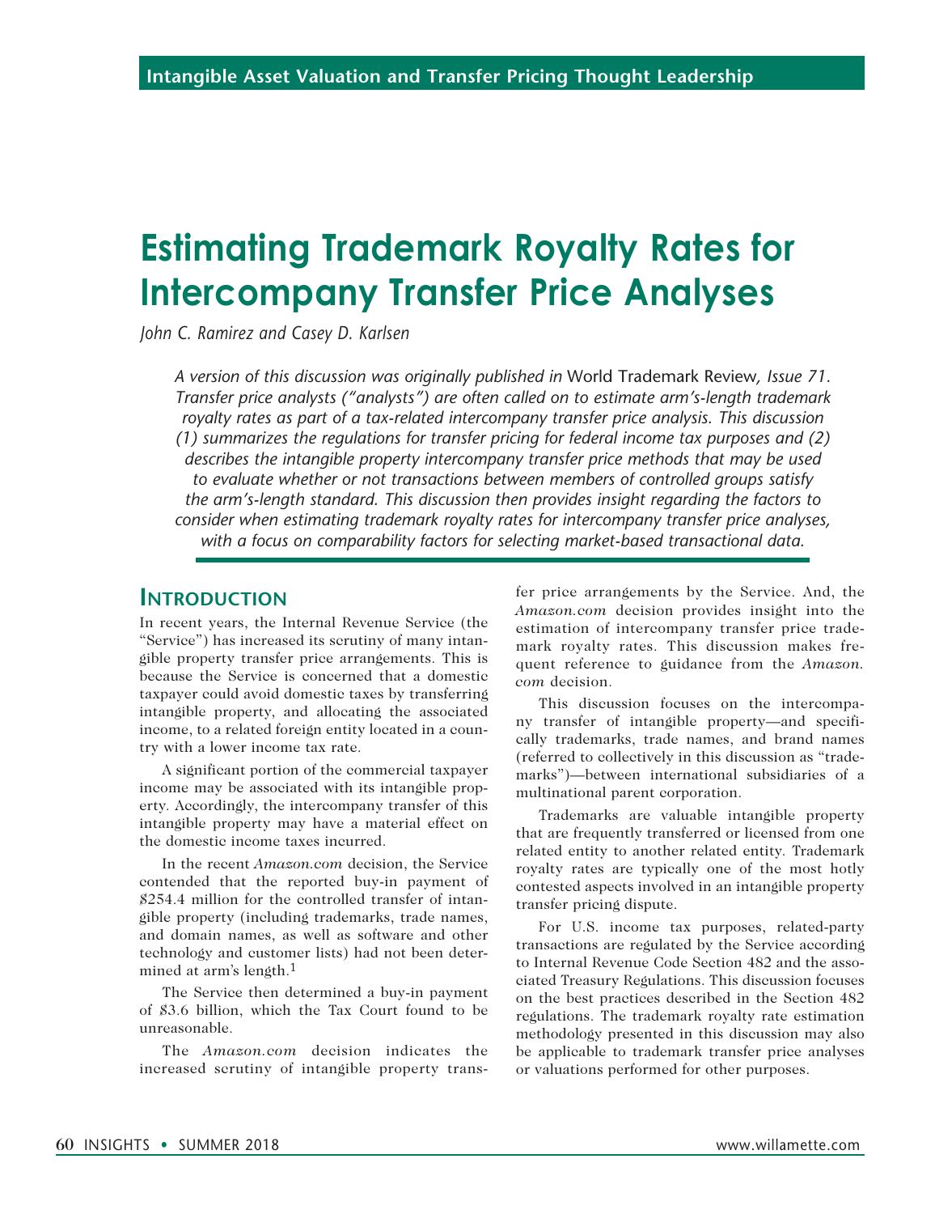Intangible Asset Valuation and Transfer Pricing Thought Leadership

# Estimating Trademark Royalty Rates for Intercompany Transfer Price Analyses

*John C. Ramirez and Casey D. Karlsen*

*A version of this discussion was originally published in* World Trademark Review*, Issue 71. Transfer price analysts ("analysts") are often called on to estimate arm's-length trademark royalty rates as part of a tax-related intercompany transfer price analysis. This discussion (1) summarizes the regulations for transfer pricing for federal income tax purposes and (2) describes the intangible property intercompany transfer price methods that may be used to evaluate whether or not transactions between members of controlled groups satisfy the arm's-length standard. This discussion then provides insight regarding the factors to consider when estimating trademark royalty rates for intercompany transfer price analyses, with a focus on comparability factors for selecting market-based transactional data.*

## Introduction

In recent years, the Internal Revenue Service (the "Service") has increased its scrutiny of many intangible property transfer price arrangements. This is because the Service is concerned that a domestic taxpayer could avoid domestic taxes by transferring intangible property, and allocating the associated income, to a related foreign entity located in a country with a lower income tax rate.

A significant portion of the commercial taxpayer income may be associated with its intangible property. Accordingly, the intercompany transfer of this intangible property may have a material effect on the domestic income taxes incurred.

In the recent *Amazon.com* decision, the Service contended that the reported buy-in payment of $254.4 million for the controlled transfer of intangible property (including trademarks, trade names, and domain names, as well as software and other technology and customer lists) had not been determined at arm's length.[1]

The Service then determined a buy-in payment of $3.6 billion, which the Tax Court found to be unreasonable.

The *Amazon.com* decision indicates the increased scrutiny of intangible property transfer price arrangements by the Service. And, the *Amazon.com* decision provides insight into the estimation of intercompany transfer price trademark royalty rates. This discussion makes frequent reference to guidance from the *Amazon.com* decision.

This discussion focuses on the intercompany transfer of intangible property—and specifically trademarks, trade names, and brand names (referred to collectively in this discussion as "trademarks")—between international subsidiaries of a multinational parent corporation.

Trademarks are valuable intangible property that are frequently transferred or licensed from one related entity to another related entity. Trademark royalty rates are typically one of the most hotly contested aspects involved in an intangible property transfer pricing dispute.

For U.S. income tax purposes, related-party transactions are regulated by the Service according to Internal Revenue Code Section 482 and the associated Treasury Regulations. This discussion focuses on the best practices described in the Section 482 regulations. The trademark royalty rate estimation methodology presented in this discussion may also be applicable to trademark transfer price analyses or valuations performed for other purposes.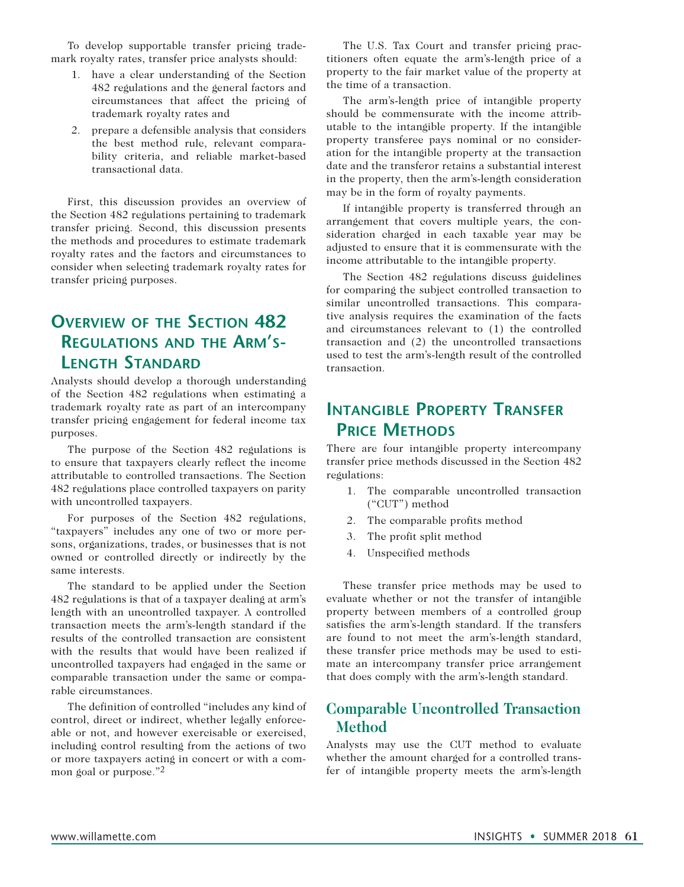To develop supportable transfer pricing trademark royalty rates, transfer price analysts should:

1. have a clear understanding of the Section 482 regulations and the general factors and circumstances that affect the pricing of trademark royalty rates and
2. prepare a defensible analysis that considers the best method rule, relevant comparability criteria, and reliable market-based transactional data.

First, this discussion provides an overview of the Section 482 regulations pertaining to trademark transfer pricing. Second, this discussion presents the methods and procedures to estimate trademark royalty rates and the factors and circumstances to consider when selecting trademark royalty rates for transfer pricing purposes.

## Overview of the Section 482 Regulations and the Arm's-Length Standard

Analysts should develop a thorough understanding of the Section 482 regulations when estimating a trademark royalty rate as part of an intercompany transfer pricing engagement for federal income tax purposes.

The purpose of the Section 482 regulations is to ensure that taxpayers clearly reflect the income attributable to controlled transactions. The Section 482 regulations place controlled taxpayers on parity with uncontrolled taxpayers.

For purposes of the Section 482 regulations, "taxpayers" includes any one of two or more persons, organizations, trades, or businesses that is not owned or controlled directly or indirectly by the same interests.

The standard to be applied under the Section 482 regulations is that of a taxpayer dealing at arm's length with an uncontrolled taxpayer. A controlled transaction meets the arm's-length standard if the results of the controlled transaction are consistent with the results that would have been realized if uncontrolled taxpayers had engaged in the same or comparable transaction under the same or comparable circumstances.

The definition of controlled "includes any kind of control, direct or indirect, whether legally enforceable or not, and however exercisable or exercised, including control resulting from the actions of two or more taxpayers acting in concert or with a common goal or purpose."[2]

The U.S. Tax Court and transfer pricing practitioners often equate the arm's-length price of a property to the fair market value of the property at the time of a transaction.

The arm's-length price of intangible property should be commensurate with the income attributable to the intangible property. If the intangible property transferee pays nominal or no consideration for the intangible property at the transaction date and the transferor retains a substantial interest in the property, then the arm's-length consideration may be in the form of royalty payments.

If intangible property is transferred through an arrangement that covers multiple years, the consideration charged in each taxable year may be adjusted to ensure that it is commensurate with the income attributable to the intangible property.

The Section 482 regulations discuss guidelines for comparing the subject controlled transaction to similar uncontrolled transactions. This comparative analysis requires the examination of the facts and circumstances relevant to (1) the controlled transaction and (2) the uncontrolled transactions used to test the arm's-length result of the controlled transaction.

## Intangible Property Transfer Price Methods

There are four intangible property intercompany transfer price methods discussed in the Section 482 regulations:

1. The comparable uncontrolled transaction ("CUT") method
2. The comparable profits method
3. The profit split method
4. Unspecified methods

These transfer price methods may be used to evaluate whether or not the transfer of intangible property between members of a controlled group satisfies the arm's-length standard. If the transfers are found to not meet the arm's-length standard, these transfer price methods may be used to estimate an intercompany transfer price arrangement that does comply with the arm's-length standard.

### Comparable Uncontrolled Transaction Method

Analysts may use the CUT method to evaluate whether the amount charged for a controlled transfer of intangible property meets the arm's-length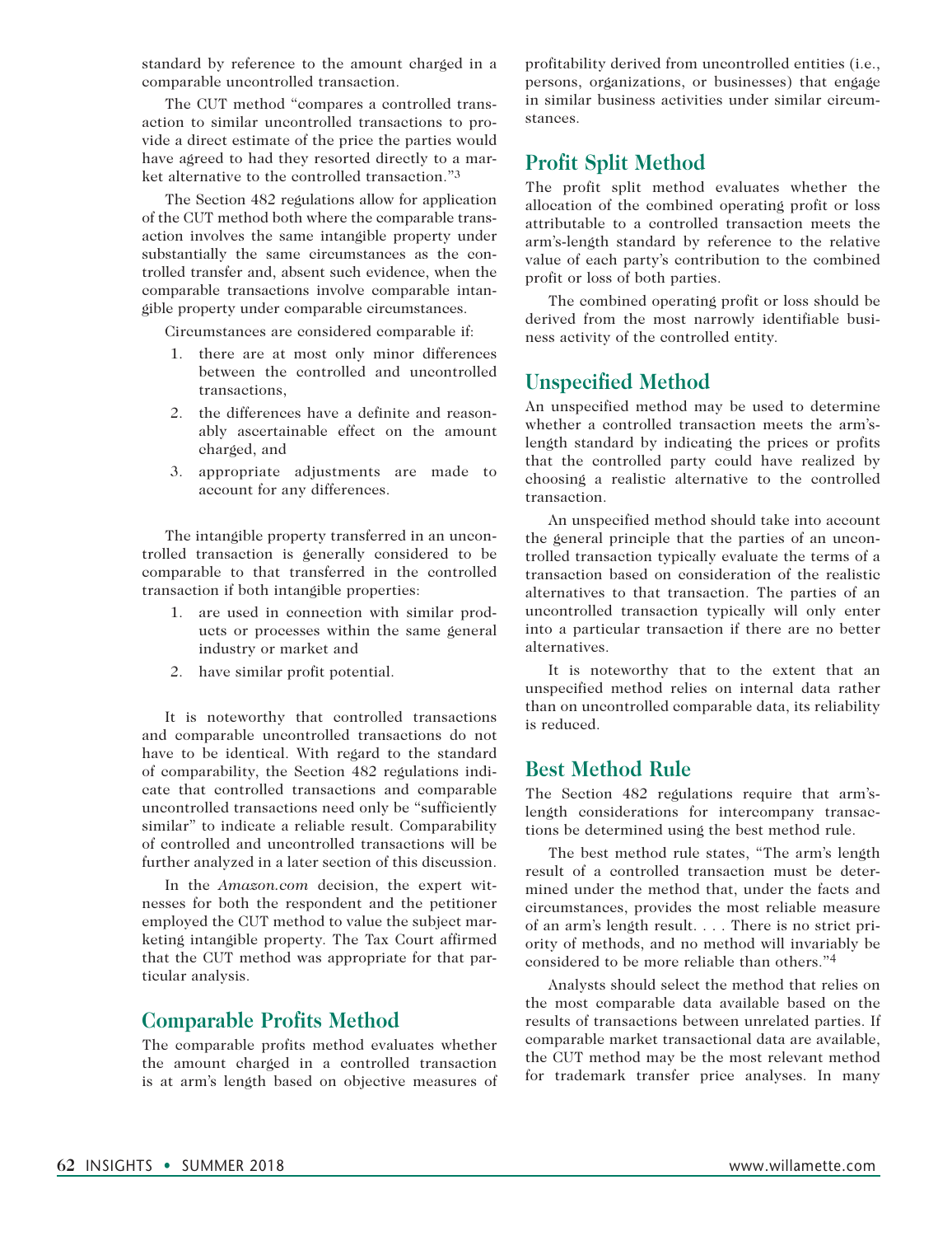standard by reference to the amount charged in a comparable uncontrolled transaction.

The CUT method "compares a controlled transaction to similar uncontrolled transactions to provide a direct estimate of the price the parties would have agreed to had they resorted directly to a market alternative to the controlled transaction."[3]

The Section 482 regulations allow for application of the CUT method both where the comparable transaction involves the same intangible property under substantially the same circumstances as the controlled transfer and, absent such evidence, when the comparable transactions involve comparable intangible property under comparable circumstances.

Circumstances are considered comparable if:

1. there are at most only minor differences between the controlled and uncontrolled transactions,
2. the differences have a definite and reasonably ascertainable effect on the amount charged, and
3. appropriate adjustments are made to account for any differences.

The intangible property transferred in an uncontrolled transaction is generally considered to be comparable to that transferred in the controlled transaction if both intangible properties:

1. are used in connection with similar products or processes within the same general industry or market and
2. have similar profit potential.

It is noteworthy that controlled transactions and comparable uncontrolled transactions do not have to be identical. With regard to the standard of comparability, the Section 482 regulations indicate that controlled transactions and comparable uncontrolled transactions need only be "sufficiently similar" to indicate a reliable result. Comparability of controlled and uncontrolled transactions will be further analyzed in a later section of this discussion.

In the *Amazon.com* decision, the expert witnesses for both the respondent and the petitioner employed the CUT method to value the subject marketing intangible property. The Tax Court affirmed that the CUT method was appropriate for that particular analysis.

## Comparable Profits Method

The comparable profits method evaluates whether the amount charged in a controlled transaction is at arm's length based on objective measures of profitability derived from uncontrolled entities (i.e., persons, organizations, or businesses) that engage in similar business activities under similar circumstances.

## Profit Split Method

The profit split method evaluates whether the allocation of the combined operating profit or loss attributable to a controlled transaction meets the arm's-length standard by reference to the relative value of each party's contribution to the combined profit or loss of both parties.

The combined operating profit or loss should be derived from the most narrowly identifiable business activity of the controlled entity.

## Unspecified Method

An unspecified method may be used to determine whether a controlled transaction meets the arm's-length standard by indicating the prices or profits that the controlled party could have realized by choosing a realistic alternative to the controlled transaction.

An unspecified method should take into account the general principle that the parties of an uncontrolled transaction typically evaluate the terms of a transaction based on consideration of the realistic alternatives to that transaction. The parties of an uncontrolled transaction typically will only enter into a particular transaction if there are no better alternatives.

It is noteworthy that to the extent that an unspecified method relies on internal data rather than on uncontrolled comparable data, its reliability is reduced.

## Best Method Rule

The Section 482 regulations require that arm's-length considerations for intercompany transactions be determined using the best method rule.

The best method rule states, "The arm's length result of a controlled transaction must be determined under the method that, under the facts and circumstances, provides the most reliable measure of an arm's length result. . . . There is no strict priority of methods, and no method will invariably be considered to be more reliable than others."[4]

Analysts should select the method that relies on the most comparable data available based on the results of transactions between unrelated parties. If comparable market transactional data are available, the CUT method may be the most relevant method for trademark transfer price analyses. In many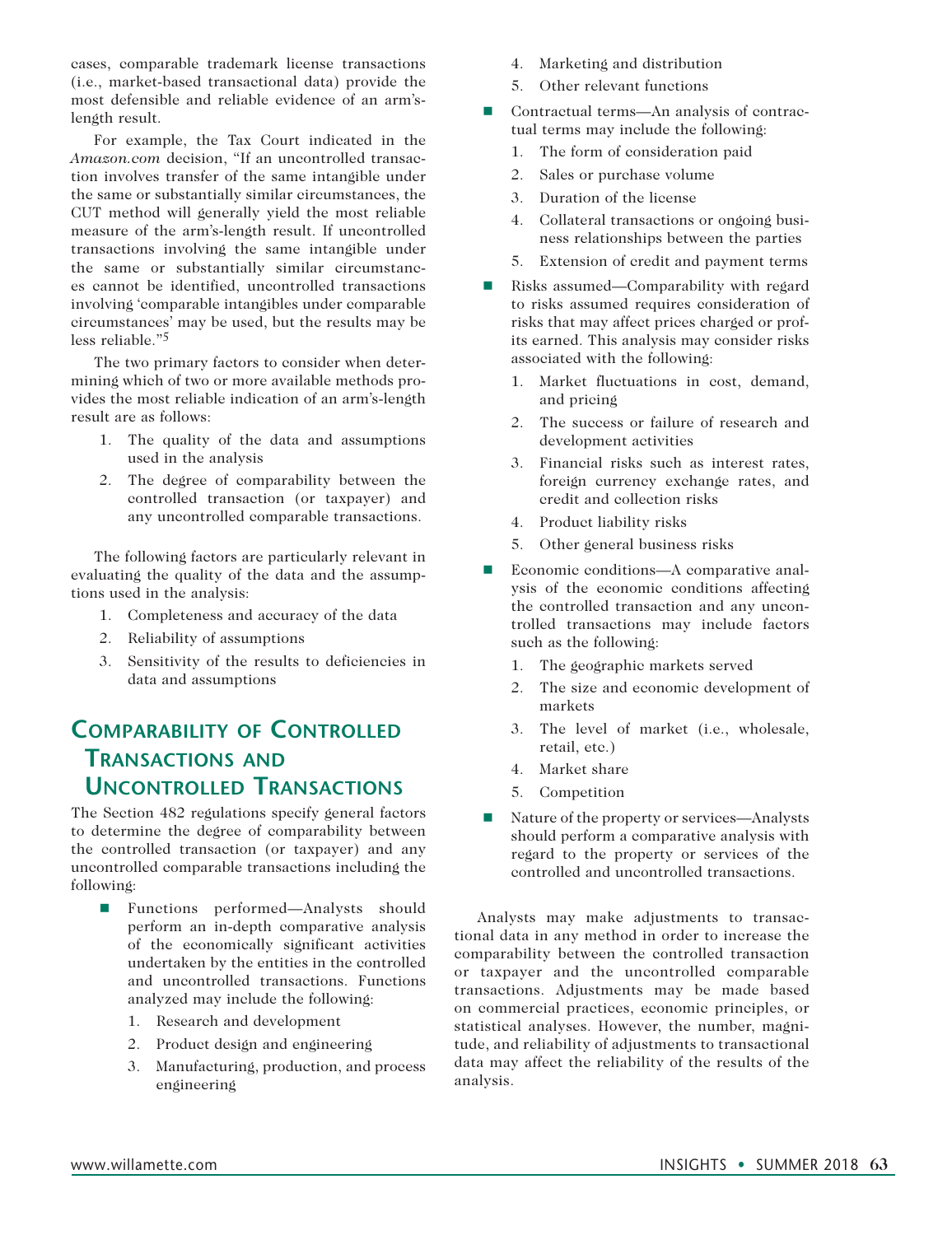cases, comparable trademark license transactions (i.e., market-based transactional data) provide the most defensible and reliable evidence of an arm's-length result.

For example, the Tax Court indicated in the *Amazon.com* decision, "If an uncontrolled transaction involves transfer of the same intangible under the same or substantially similar circumstances, the CUT method will generally yield the most reliable measure of the arm's-length result. If uncontrolled transactions involving the same intangible under the same or substantially similar circumstances cannot be identified, uncontrolled transactions involving 'comparable intangibles under comparable circumstances' may be used, but the results may be less reliable."[5]

The two primary factors to consider when determining which of two or more available methods provides the most reliable indication of an arm's-length result are as follows:

1. The quality of the data and assumptions used in the analysis
2. The degree of comparability between the controlled transaction (or taxpayer) and any uncontrolled comparable transactions.

The following factors are particularly relevant in evaluating the quality of the data and the assumptions used in the analysis:

1. Completeness and accuracy of the data
2. Reliability of assumptions
3. Sensitivity of the results to deficiencies in data and assumptions

## Comparability of Controlled Transactions and Uncontrolled Transactions

The Section 482 regulations specify general factors to determine the degree of comparability between the controlled transaction (or taxpayer) and any uncontrolled comparable transactions including the following:

- Functions performed—Analysts should perform an in-depth comparative analysis of the economically significant activities undertaken by the entities in the controlled and uncontrolled transactions. Functions analyzed may include the following:
  1. Research and development
  2. Product design and engineering
  3. Manufacturing, production, and process engineering
  4. Marketing and distribution
  5. Other relevant functions
- Contractual terms—An analysis of contractual terms may include the following:
  1. The form of consideration paid
  2. Sales or purchase volume
  3. Duration of the license
  4. Collateral transactions or ongoing business relationships between the parties
  5. Extension of credit and payment terms
- Risks assumed—Comparability with regard to risks assumed requires consideration of risks that may affect prices charged or profits earned. This analysis may consider risks associated with the following:
  1. Market fluctuations in cost, demand, and pricing
  2. The success or failure of research and development activities
  3. Financial risks such as interest rates, foreign currency exchange rates, and credit and collection risks
  4. Product liability risks
  5. Other general business risks
- Economic conditions—A comparative analysis of the economic conditions affecting the controlled transaction and any uncontrolled transactions may include factors such as the following:
  1. The geographic markets served
  2. The size and economic development of markets
  3. The level of market (i.e., wholesale, retail, etc.)
  4. Market share
  5. Competition
- Nature of the property or services—Analysts should perform a comparative analysis with regard to the property or services of the controlled and uncontrolled transactions.

Analysts may make adjustments to transactional data in any method in order to increase the comparability between the controlled transaction or taxpayer and the uncontrolled comparable transactions. Adjustments may be made based on commercial practices, economic principles, or statistical analyses. However, the number, magnitude, and reliability of adjustments to transactional data may affect the reliability of the results of the analysis.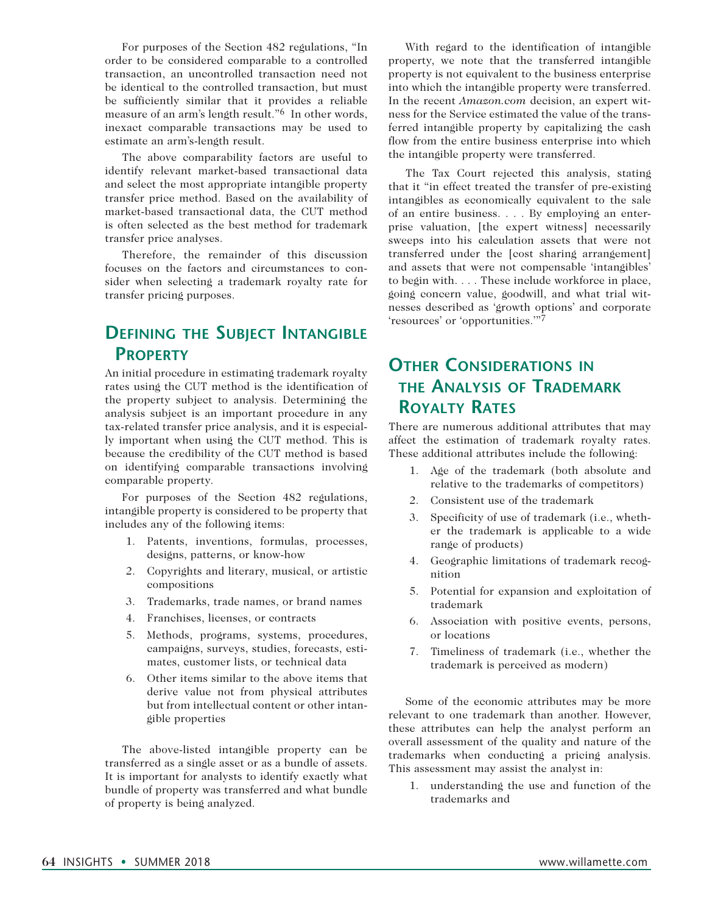For purposes of the Section 482 regulations, "In order to be considered comparable to a controlled transaction, an uncontrolled transaction need not be identical to the controlled transaction, but must be sufficiently similar that it provides a reliable measure of an arm's length result."[6] In other words, inexact comparable transactions may be used to estimate an arm's-length result.

The above comparability factors are useful to identify relevant market-based transactional data and select the most appropriate intangible property transfer price method. Based on the availability of market-based transactional data, the CUT method is often selected as the best method for trademark transfer price analyses.

Therefore, the remainder of this discussion focuses on the factors and circumstances to consider when selecting a trademark royalty rate for transfer pricing purposes.

## Defining the Subject Intangible Property

An initial procedure in estimating trademark royalty rates using the CUT method is the identification of the property subject to analysis. Determining the analysis subject is an important procedure in any tax-related transfer price analysis, and it is especially important when using the CUT method. This is because the credibility of the CUT method is based on identifying comparable transactions involving comparable property.

For purposes of the Section 482 regulations, intangible property is considered to be property that includes any of the following items:

1. Patents, inventions, formulas, processes, designs, patterns, or know-how
2. Copyrights and literary, musical, or artistic compositions
3. Trademarks, trade names, or brand names
4. Franchises, licenses, or contracts
5. Methods, programs, systems, procedures, campaigns, surveys, studies, forecasts, estimates, customer lists, or technical data
6. Other items similar to the above items that derive value not from physical attributes but from intellectual content or other intangible properties

The above-listed intangible property can be transferred as a single asset or as a bundle of assets. It is important for analysts to identify exactly what bundle of property was transferred and what bundle of property is being analyzed.

With regard to the identification of intangible property, we note that the transferred intangible property is not equivalent to the business enterprise into which the intangible property were transferred. In the recent *Amazon.com* decision, an expert witness for the Service estimated the value of the transferred intangible property by capitalizing the cash flow from the entire business enterprise into which the intangible property were transferred.

The Tax Court rejected this analysis, stating that it "in effect treated the transfer of pre-existing intangibles as economically equivalent to the sale of an entire business. . . . By employing an enterprise valuation, [the expert witness] necessarily sweeps into his calculation assets that were not transferred under the [cost sharing arrangement] and assets that were not compensable 'intangibles' to begin with. . . . These include workforce in place, going concern value, goodwill, and what trial witnesses described as 'growth options' and corporate 'resources' or 'opportunities.'"[7]

## Other Considerations in the Analysis of Trademark Royalty Rates

There are numerous additional attributes that may affect the estimation of trademark royalty rates. These additional attributes include the following:

1. Age of the trademark (both absolute and relative to the trademarks of competitors)
2. Consistent use of the trademark
3. Specificity of use of trademark (i.e., whether the trademark is applicable to a wide range of products)
4. Geographic limitations of trademark recognition
5. Potential for expansion and exploitation of trademark
6. Association with positive events, persons, or locations
7. Timeliness of trademark (i.e., whether the trademark is perceived as modern)

Some of the economic attributes may be more relevant to one trademark than another. However, these attributes can help the analyst perform an overall assessment of the quality and nature of the trademarks when conducting a pricing analysis. This assessment may assist the analyst in:

1. understanding the use and function of the trademarks and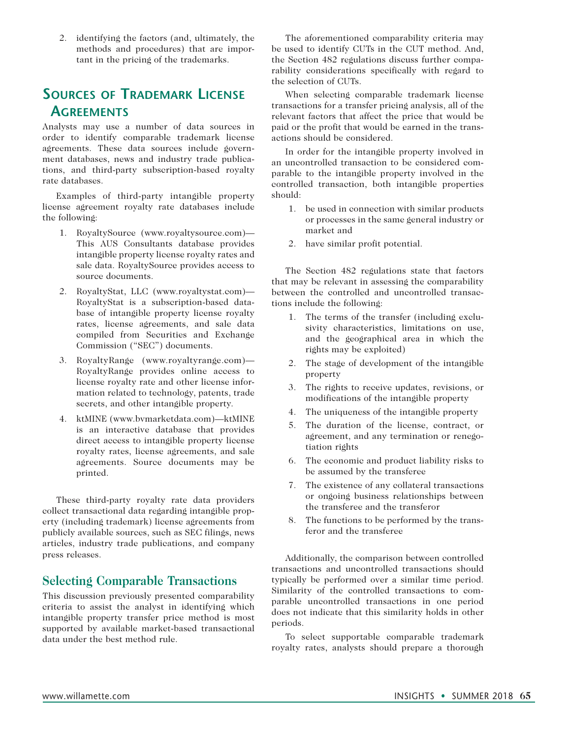2. identifying the factors (and, ultimately, the methods and procedures) that are important in the pricing of the trademarks.

## Sources of Trademark License Agreements

Analysts may use a number of data sources in order to identify comparable trademark license agreements. These data sources include government databases, news and industry trade publications, and third-party subscription-based royalty rate databases.

Examples of third-party intangible property license agreement royalty rate databases include the following:

1. RoyaltySource (www.royaltysource.com)—This AUS Consultants database provides intangible property license royalty rates and sale data. RoyaltySource provides access to source documents.
2. RoyaltyStat, LLC (www.royaltystat.com)—RoyaltyStat is a subscription-based database of intangible property license royalty rates, license agreements, and sale data compiled from Securities and Exchange Commission ("SEC") documents.
3. RoyaltyRange (www.royaltyrange.com)—RoyaltyRange provides online access to license royalty rate and other license information related to technology, patents, trade secrets, and other intangible property.
4. ktMINE (www.bvmarketdata.com)—ktMINE is an interactive database that provides direct access to intangible property license royalty rates, license agreements, and sale agreements. Source documents may be printed.

These third-party royalty rate data providers collect transactional data regarding intangible property (including trademark) license agreements from publicly available sources, such as SEC filings, news articles, industry trade publications, and company press releases.

### Selecting Comparable Transactions

This discussion previously presented comparability criteria to assist the analyst in identifying which intangible property transfer price method is most supported by available market-based transactional data under the best method rule.

The aforementioned comparability criteria may be used to identify CUTs in the CUT method. And, the Section 482 regulations discuss further comparability considerations specifically with regard to the selection of CUTs.

When selecting comparable trademark license transactions for a transfer pricing analysis, all of the relevant factors that affect the price that would be paid or the profit that would be earned in the transactions should be considered.

In order for the intangible property involved in an uncontrolled transaction to be considered comparable to the intangible property involved in the controlled transaction, both intangible properties should:

1. be used in connection with similar products or processes in the same general industry or market and
2. have similar profit potential.

The Section 482 regulations state that factors that may be relevant in assessing the comparability between the controlled and uncontrolled transactions include the following:

1. The terms of the transfer (including exclusivity characteristics, limitations on use, and the geographical area in which the rights may be exploited)
2. The stage of development of the intangible property
3. The rights to receive updates, revisions, or modifications of the intangible property
4. The uniqueness of the intangible property
5. The duration of the license, contract, or agreement, and any termination or renegotiation rights
6. The economic and product liability risks to be assumed by the transferee
7. The existence of any collateral transactions or ongoing business relationships between the transferee and the transferor
8. The functions to be performed by the transferor and the transferee

Additionally, the comparison between controlled transactions and uncontrolled transactions should typically be performed over a similar time period. Similarity of the controlled transactions to comparable uncontrolled transactions in one period does not indicate that this similarity holds in other periods.

To select supportable comparable trademark royalty rates, analysts should prepare a thorough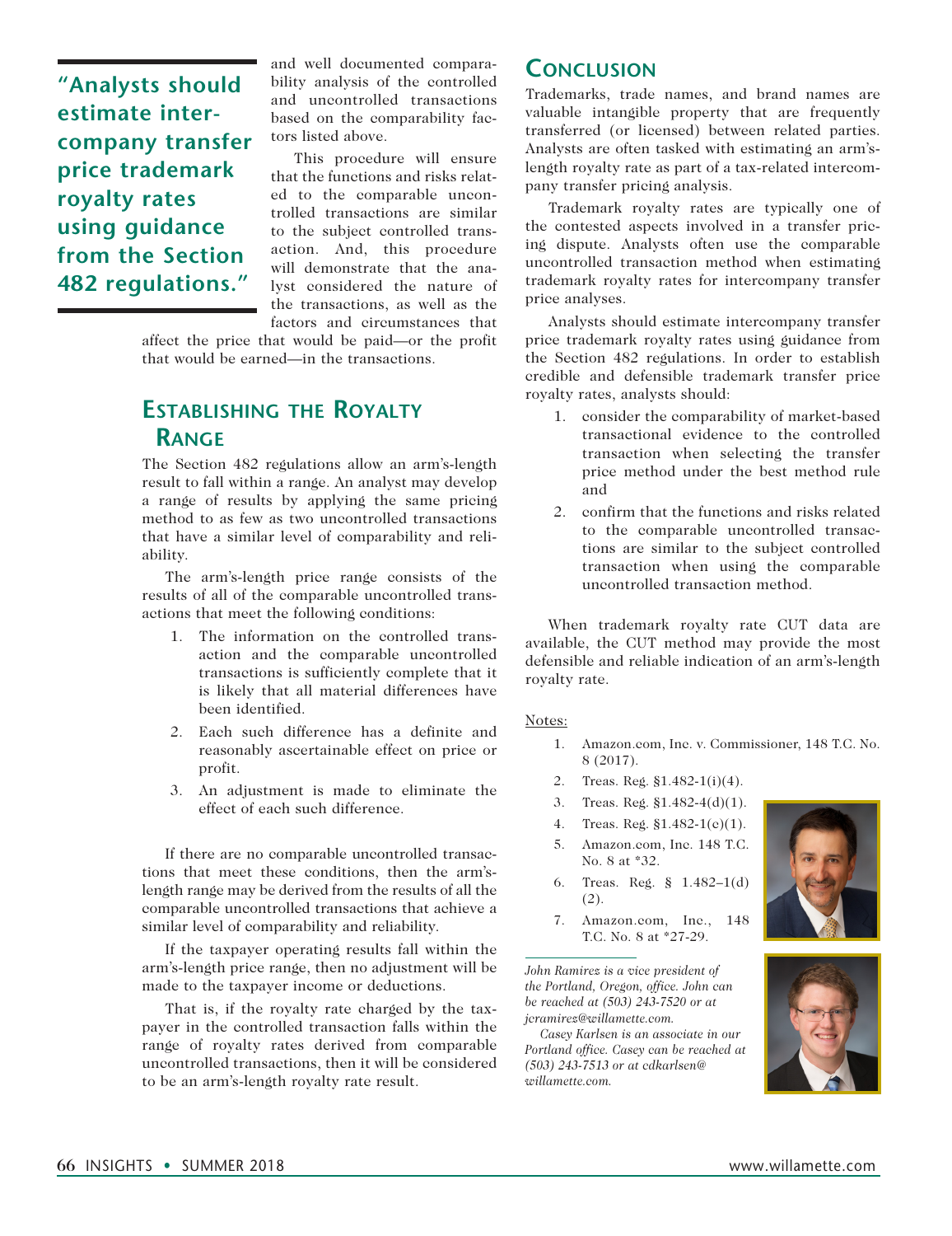> **"Analysts should estimate intercompany transfer price trademark royalty rates using guidance from the Section 482 regulations."**

and well documented comparability analysis of the controlled and uncontrolled transactions based on the comparability factors listed above.

This procedure will ensure that the functions and risks related to the comparable uncontrolled transactions are similar to the subject controlled transaction. And, this procedure will demonstrate that the analyst considered the nature of the transactions, as well as the factors and circumstances that affect the price that would be paid—or the profit that would be earned—in the transactions.

## Establishing the Royalty Range

The Section 482 regulations allow an arm's-length result to fall within a range. An analyst may develop a range of results by applying the same pricing method to as few as two uncontrolled transactions that have a similar level of comparability and reliability.

The arm's-length price range consists of the results of all of the comparable uncontrolled transactions that meet the following conditions:

1. The information on the controlled transaction and the comparable uncontrolled transactions is sufficiently complete that it is likely that all material differences have been identified.
2. Each such difference has a definite and reasonably ascertainable effect on price or profit.
3. An adjustment is made to eliminate the effect of each such difference.

If there are no comparable uncontrolled transactions that meet these conditions, then the arm's-length range may be derived from the results of all the comparable uncontrolled transactions that achieve a similar level of comparability and reliability.

If the taxpayer operating results fall within the arm's-length price range, then no adjustment will be made to the taxpayer income or deductions.

That is, if the royalty rate charged by the taxpayer in the controlled transaction falls within the range of royalty rates derived from comparable uncontrolled transactions, then it will be considered to be an arm's-length royalty rate result.

## Conclusion

Trademarks, trade names, and brand names are valuable intangible property that are frequently transferred (or licensed) between related parties. Analysts are often tasked with estimating an arm's-length royalty rate as part of a tax-related intercompany transfer pricing analysis.

Trademark royalty rates are typically one of the contested aspects involved in a transfer pricing dispute. Analysts often use the comparable uncontrolled transaction method when estimating trademark royalty rates for intercompany transfer price analyses.

Analysts should estimate intercompany transfer price trademark royalty rates using guidance from the Section 482 regulations. In order to establish credible and defensible trademark transfer price royalty rates, analysts should:

1. consider the comparability of market-based transactional evidence to the controlled transaction when selecting the transfer price method under the best method rule and
2. confirm that the functions and risks related to the comparable uncontrolled transactions are similar to the subject controlled transaction when using the comparable uncontrolled transaction method.

When trademark royalty rate CUT data are available, the CUT method may provide the most defensible and reliable indication of an arm's-length royalty rate.

Notes:

1. Amazon.com, Inc. v. Commissioner, 148 T.C. No. 8 (2017).
2. Treas. Reg. §1.482-1(i)(4).
3. Treas. Reg. §1.482-4(d)(1).
4. Treas. Reg. §1.482-1(c)(1).
5. Amazon.com, Inc. 148 T.C. No. 8 at *32.
6. Treas. Reg. § 1.482–1(d)(2).
7. Amazon.com, Inc., 148 T.C. No. 8 at *27-29.

*John Ramirez is a vice president of the Portland, Oregon, office. John can be reached at (503) 243-7520 or at jcramirez@willamette.com.*

*Casey Karlsen is an associate in our Portland office. Casey can be reached at (503) 243-7513 or at cdkarlsen@willamette.com.*